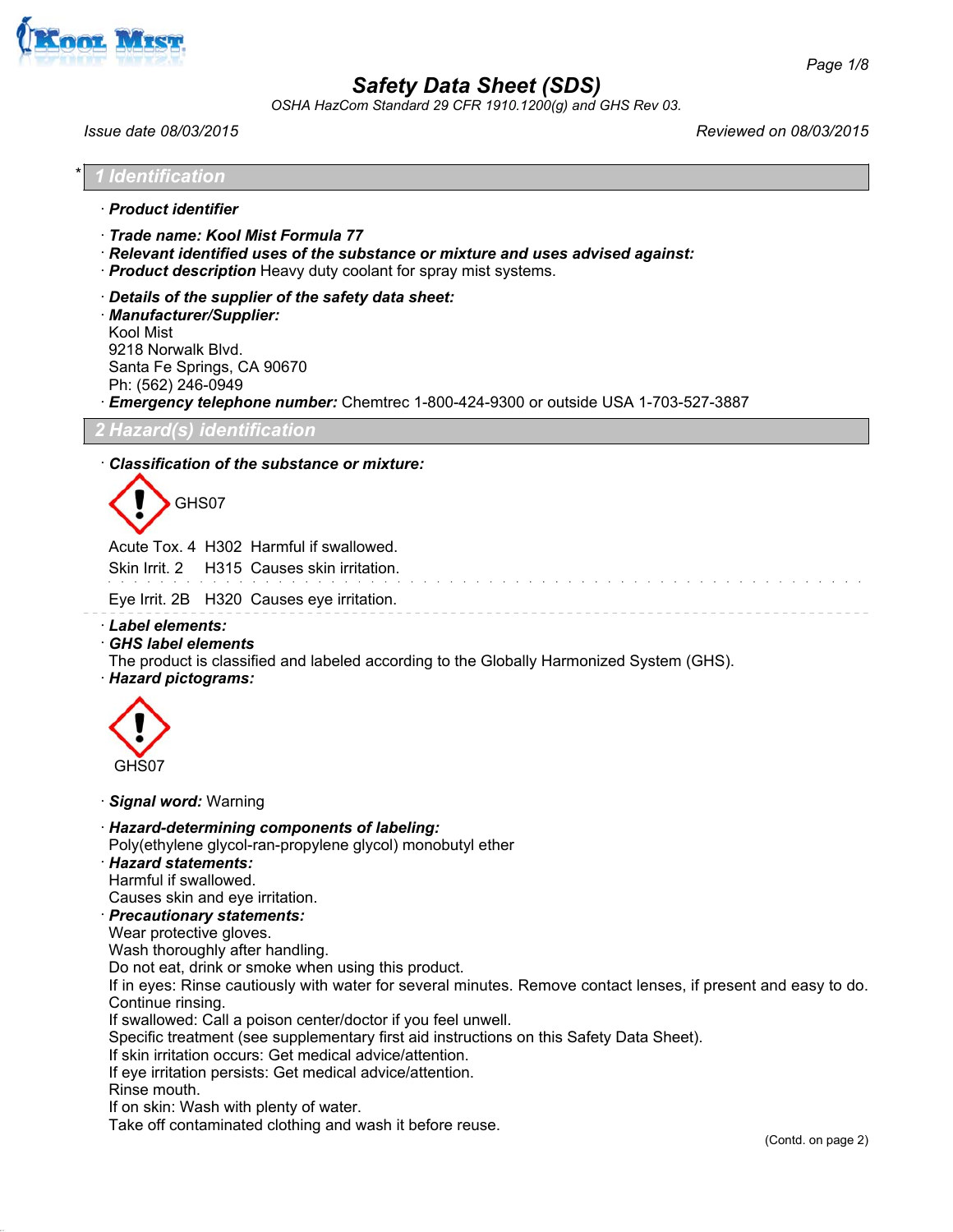# Safety Data Sheet (SDS)

OSHA HazCom Standard 29 CFR 1910.1200(g) and GHS Rev 03.

Issue date 08/03/2015 Reviewed on 08/03/2015

## * 1 Identification

· **Product identifier**

· **Trade name: Kool Mist Formula 77**
· **Relevant identified uses of the substance or mixture and uses advised against:**
· **Product description** Heavy duty coolant for spray mist systems.

· **Details of the supplier of the safety data sheet:**
· **Manufacturer/Supplier:**
Kool Mist
9218 Norwalk Blvd.
Santa Fe Springs, CA 90670
Ph: (562) 246-0949
· **Emergency telephone number:** Chemtrec 1-800-424-9300 or outside USA 1-703-527-3887

## 2 Hazard(s) identification

· **Classification of the substance or mixture:**

GHS07

Acute Tox. 4 H302 Harmful if swallowed.
Skin Irrit. 2 H315 Causes skin irritation.

Eye Irrit. 2B H320 Causes eye irritation.

· **Label elements:**
· **GHS label elements**
The product is classified and labeled according to the Globally Harmonized System (GHS).
· **Hazard pictograms:**

GHS07

· **Signal word:** Warning

· **Hazard-determining components of labeling:**
Poly(ethylene glycol-ran-propylene glycol) monobutyl ether
· **Hazard statements:**
Harmful if swallowed.
Causes skin and eye irritation.
· **Precautionary statements:**
Wear protective gloves.
Wash thoroughly after handling.
Do not eat, drink or smoke when using this product.
If in eyes: Rinse cautiously with water for several minutes. Remove contact lenses, if present and easy to do. Continue rinsing.
If swallowed: Call a poison center/doctor if you feel unwell.
Specific treatment (see supplementary first aid instructions on this Safety Data Sheet).
If skin irritation occurs: Get medical advice/attention.
If eye irritation persists: Get medical advice/attention.
Rinse mouth.
If on skin: Wash with plenty of water.
Take off contaminated clothing and wash it before reuse.

(Contd. on page 2)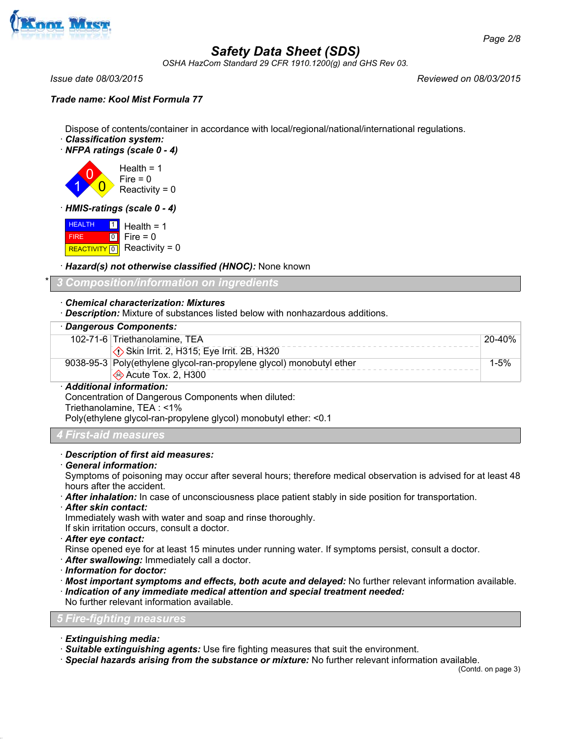*Safety Data Sheet (SDS)*

*OSHA HazCom Standard 29 CFR 1910.1200(g) and GHS Rev 03.*

*Issue date 08/03/2015* *Reviewed on 08/03/2015*

***Trade name: Kool Mist Formula 77***

Dispose of contents/container in accordance with local/regional/national/international regulations.

· ***Classification system:***

· ***NFPA ratings (scale 0 - 4)***

Health = 1
Fire = 0
Reactivity = 0

· ***HMIS-ratings (scale 0 - 4)***

| | |
|---|---|
| HEALTH | 1 |
| FIRE | 0 |
| REACTIVITY | 0 |

Health = 1
Fire = 0
Reactivity = 0

· ***Hazard(s) not otherwise classified (HNOC):*** None known

## * 3 Composition/information on ingredients

· ***Chemical characterization: Mixtures***

· ***Description:*** Mixture of substances listed below with nonhazardous additions.

| · Dangerous Components: | | |
|---|---|---|
| 102-71-6 | Triethanolamine, TEA<br>Skin Irrit. 2, H315; Eye Irrit. 2B, H320 | 20-40% |
| 9038-95-3 | Poly(ethylene glycol-ran-propylene glycol) monobutyl ether<br>Acute Tox. 2, H300 | 1-5% |

· ***Additional information:***

Concentration of Dangerous Components when diluted:
Triethanolamine, TEA : <1%
Poly(ethylene glycol-ran-propylene glycol) monobutyl ether: <0.1

## 4 First-aid measures

· ***Description of first aid measures:***

· ***General information:***

Symptoms of poisoning may occur after several hours; therefore medical observation is advised for at least 48 hours after the accident.

· ***After inhalation:*** In case of unconsciousness place patient stably in side position for transportation.

· ***After skin contact:***

Immediately wash with water and soap and rinse thoroughly.
If skin irritation occurs, consult a doctor.

· ***After eye contact:***

Rinse opened eye for at least 15 minutes under running water. If symptoms persist, consult a doctor.

· ***After swallowing:*** Immediately call a doctor.

· ***Information for doctor:***

· ***Most important symptoms and effects, both acute and delayed:*** No further relevant information available.

· ***Indication of any immediate medical attention and special treatment needed:***

No further relevant information available.

## 5 Fire-fighting measures

· ***Extinguishing media:***

· ***Suitable extinguishing agents:*** Use fire fighting measures that suit the environment.

· ***Special hazards arising from the substance or mixture:*** No further relevant information available.

(Contd. on page 3)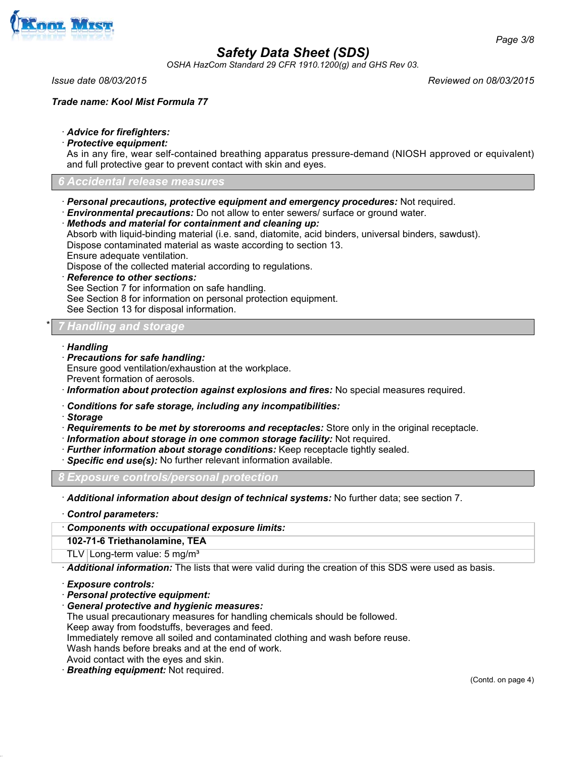· **Advice for firefighters:**
· **Protective equipment:**
As in any fire, wear self-contained breathing apparatus pressure-demand (NIOSH approved or equivalent) and full protective gear to prevent contact with skin and eyes.

## 6 Accidental release measures

· **Personal precautions, protective equipment and emergency procedures:** Not required.
· **Environmental precautions:** Do not allow to enter sewers/ surface or ground water.
· **Methods and material for containment and cleaning up:**
Absorb with liquid-binding material (i.e. sand, diatomite, acid binders, universal binders, sawdust).
Dispose contaminated material as waste according to section 13.
Ensure adequate ventilation.
Dispose of the collected material according to regulations.
· **Reference to other sections:**
See Section 7 for information on safe handling.
See Section 8 for information on personal protection equipment.
See Section 13 for disposal information.

## * 7 Handling and storage

· **Handling**
· **Precautions for safe handling:**
Ensure good ventilation/exhaustion at the workplace.
Prevent formation of aerosols.
· **Information about protection against explosions and fires:** No special measures required.

· **Conditions for safe storage, including any incompatibilities:**
· **Storage**
· **Requirements to be met by storerooms and receptacles:** Store only in the original receptacle.
· **Information about storage in one common storage facility:** Not required.
· **Further information about storage conditions:** Keep receptacle tightly sealed.
· **Specific end use(s):** No further relevant information available.

## 8 Exposure controls/personal protection

· **Additional information about design of technical systems:** No further data; see section 7.

· **Control parameters:**

| · **Components with occupational exposure limits:** | |
|---|---|
| **102-71-6 Triethanolamine, TEA** | |
| TLV | Long-term value: 5 mg/m³ |

· **Additional information:** The lists that were valid during the creation of this SDS were used as basis.

· **Exposure controls:**
· **Personal protective equipment:**
· **General protective and hygienic measures:**
The usual precautionary measures for handling chemicals should be followed.
Keep away from foodstuffs, beverages and feed.
Immediately remove all soiled and contaminated clothing and wash before reuse.
Wash hands before breaks and at the end of work.
Avoid contact with the eyes and skin.
· **Breathing equipment:** Not required.

(Contd. on page 4)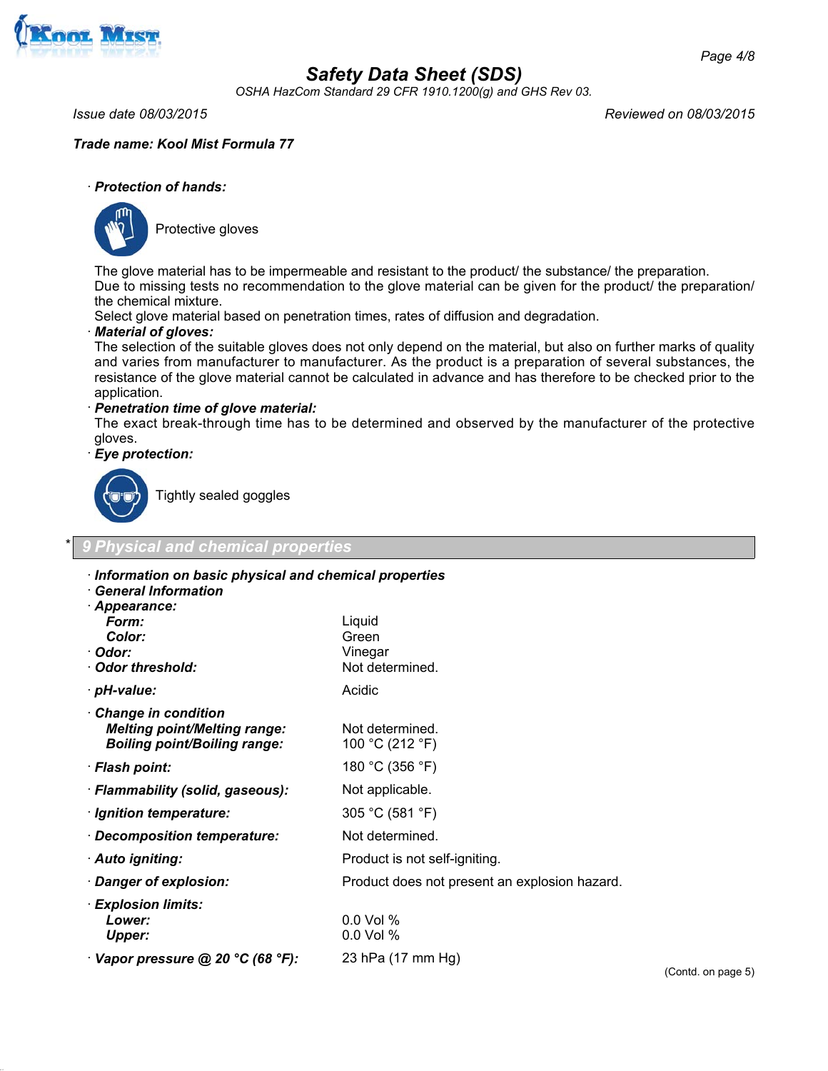**Trade name: Kool Mist Formula 77**

· ***Protection of hands:***

Protective gloves

The glove material has to be impermeable and resistant to the product/ the substance/ the preparation.
Due to missing tests no recommendation to the glove material can be given for the product/ the preparation/ the chemical mixture.
Select glove material based on penetration times, rates of diffusion and degradation.

· ***Material of gloves:***
The selection of the suitable gloves does not only depend on the material, but also on further marks of quality and varies from manufacturer to manufacturer. As the product is a preparation of several substances, the resistance of the glove material cannot be calculated in advance and has therefore to be checked prior to the application.

· ***Penetration time of glove material:***
The exact break-through time has to be determined and observed by the manufacturer of the protective gloves.

· ***Eye protection:***

Tightly sealed goggles

## * 9 Physical and chemical properties

· ***Information on basic physical and chemical properties***
· ***General Information***
· ***Appearance:***

| | |
|---|---|
| ***Form:*** | Liquid |
| ***Color:*** | Green |
| · ***Odor:*** | Vinegar |
| · ***Odor threshold:*** | Not determined. |
| · ***pH-value:*** | Acidic |
| · ***Change in condition*** | |
| ***Melting point/Melting range:*** | Not determined. |
| ***Boiling point/Boiling range:*** | 100 °C (212 °F) |
| · ***Flash point:*** | 180 °C (356 °F) |
| · ***Flammability (solid, gaseous):*** | Not applicable. |
| · ***Ignition temperature:*** | 305 °C (581 °F) |
| · ***Decomposition temperature:*** | Not determined. |
| · ***Auto igniting:*** | Product is not self-igniting. |
| · ***Danger of explosion:*** | Product does not present an explosion hazard. |
| · ***Explosion limits:*** | |
| ***Lower:*** | 0.0 Vol % |
| ***Upper:*** | 0.0 Vol % |
| · ***Vapor pressure @ 20 °C (68 °F):*** | 23 hPa (17 mm Hg) |

(Contd. on page 5)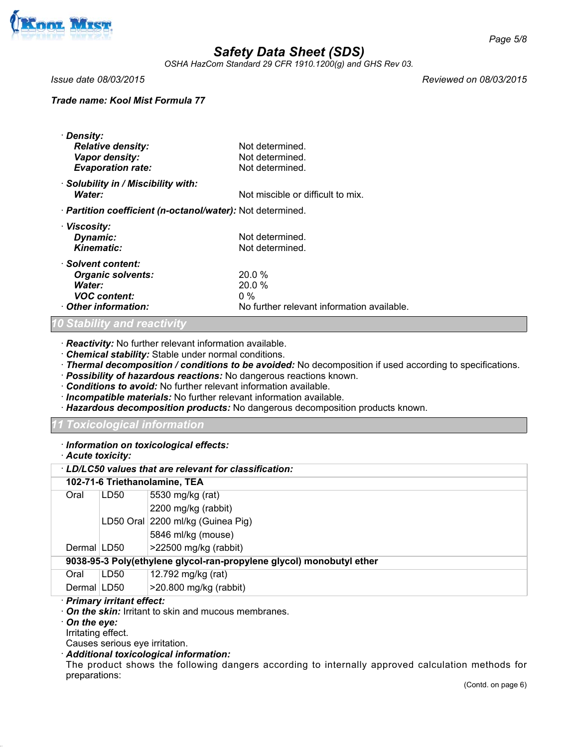Trade name: Kool Mist Formula 77

· **Density:**
  - **Relative density:** Not determined.
  - **Vapor density:** Not determined.
  - **Evaporation rate:** Not determined.

· **Solubility in / Miscibility with:**
  - **Water:** Not miscible or difficult to mix.

· **Partition coefficient (n-octanol/water):** Not determined.

· **Viscosity:**
  - **Dynamic:** Not determined.
  - **Kinematic:** Not determined.

· **Solvent content:**
  - **Organic solvents:** 20.0 %
  - **Water:** 20.0 %
  - **VOC content:** 0 %

· **Other information:** No further relevant information available.

## 10 Stability and reactivity

· **Reactivity:** No further relevant information available.
· **Chemical stability:** Stable under normal conditions.
· **Thermal decomposition / conditions to be avoided:** No decomposition if used according to specifications.
· **Possibility of hazardous reactions:** No dangerous reactions known.
· **Conditions to avoid:** No further relevant information available.
· **Incompatible materials:** No further relevant information available.
· **Hazardous decomposition products:** No dangerous decomposition products known.

## 11 Toxicological information

· **Information on toxicological effects:**
· **Acute toxicity:**

| · LD/LC50 values that are relevant for classification: | | |
|---|---|---|
| **102-71-6 Triethanolamine, TEA** | | |
| Oral | LD50 | 5530 mg/kg (rat) |
| | | 2200 mg/kg (rabbit) |
| | LD50 Oral | 2200 ml/kg (Guinea Pig) |
| | | 5846 ml/kg (mouse) |
| Dermal | LD50 | >22500 mg/kg (rabbit) |
| **9038-95-3 Poly(ethylene glycol-ran-propylene glycol) monobutyl ether** | | |
| Oral | LD50 | 12.792 mg/kg (rat) |
| Dermal | LD50 | >20.800 mg/kg (rabbit) |

· **Primary irritant effect:**
· **On the skin:** Irritant to skin and mucous membranes.
· **On the eye:**
Irritating effect.
Causes serious eye irritation.
· **Additional toxicological information:**
The product shows the following dangers according to internally approved calculation methods for preparations:

(Contd. on page 6)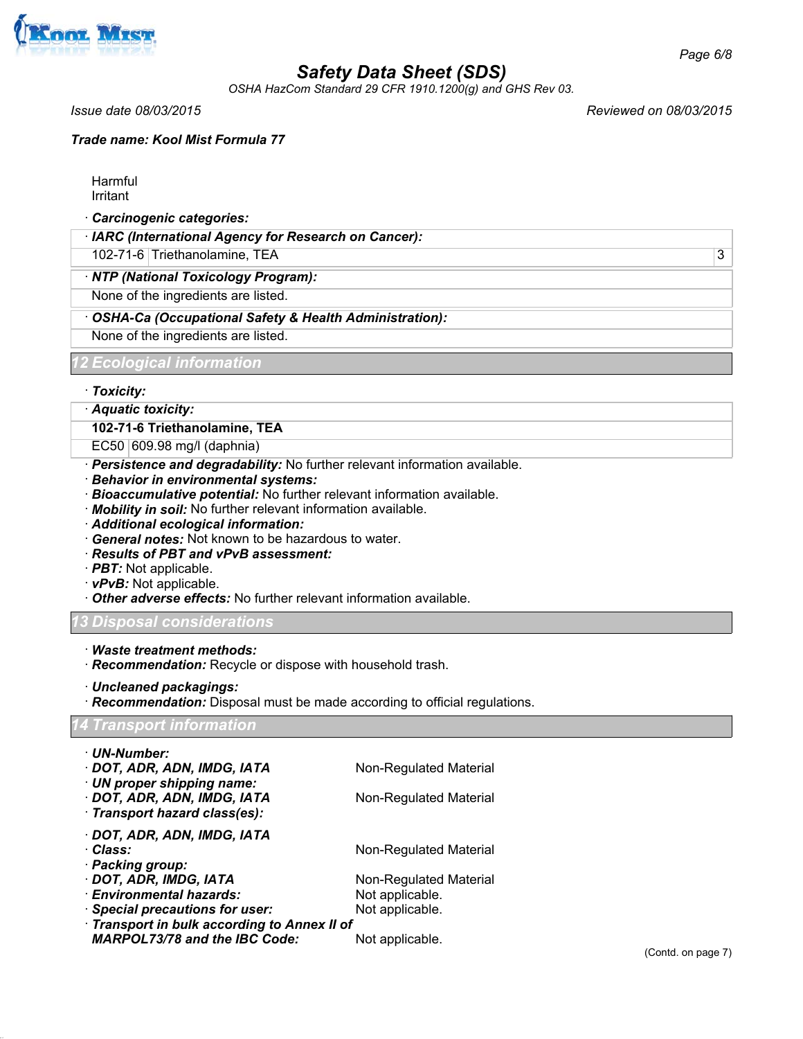Harmful
Irritant

· **Carcinogenic categories:**

· **IARC (International Agency for Research on Cancer):**

| | | |
|---|---|---|
| 102-71-6 | Triethanolamine, TEA | 3 |

· **NTP (National Toxicology Program):**

None of the ingredients are listed.

· **OSHA-Ca (Occupational Safety & Health Administration):**

None of the ingredients are listed.

## 12 Ecological information

· **Toxicity:**

· **Aquatic toxicity:**

| **102-71-6 Triethanolamine, TEA** | |
|---|---|
| EC50 | 609.98 mg/l (daphnia) |

· **Persistence and degradability:** No further relevant information available.
· **Behavior in environmental systems:**
· **Bioaccumulative potential:** No further relevant information available.
· **Mobility in soil:** No further relevant information available.
· **Additional ecological information:**
· **General notes:** Not known to be hazardous to water.
· **Results of PBT and vPvB assessment:**
· **PBT:** Not applicable.
· **vPvB:** Not applicable.
· **Other adverse effects:** No further relevant information available.

## 13 Disposal considerations

· **Waste treatment methods:**
· **Recommendation:** Recycle or dispose with household trash.

· **Uncleaned packagings:**
· **Recommendation:** Disposal must be made according to official regulations.

## 14 Transport information

· **UN-Number:**
· **DOT, ADR, ADN, IMDG, IATA** Non-Regulated Material
· **UN proper shipping name:**
· **DOT, ADR, ADN, IMDG, IATA** Non-Regulated Material
· **Transport hazard class(es):**

· **DOT, ADR, ADN, IMDG, IATA**
· **Class:** Non-Regulated Material
· **Packing group:**
· **DOT, ADR, IMDG, IATA** Non-Regulated Material
· **Environmental hazards:** Not applicable.
· **Special precautions for user:** Not applicable.
· **Transport in bulk according to Annex II of MARPOL73/78 and the IBC Code:** Not applicable.

(Contd. on page 7)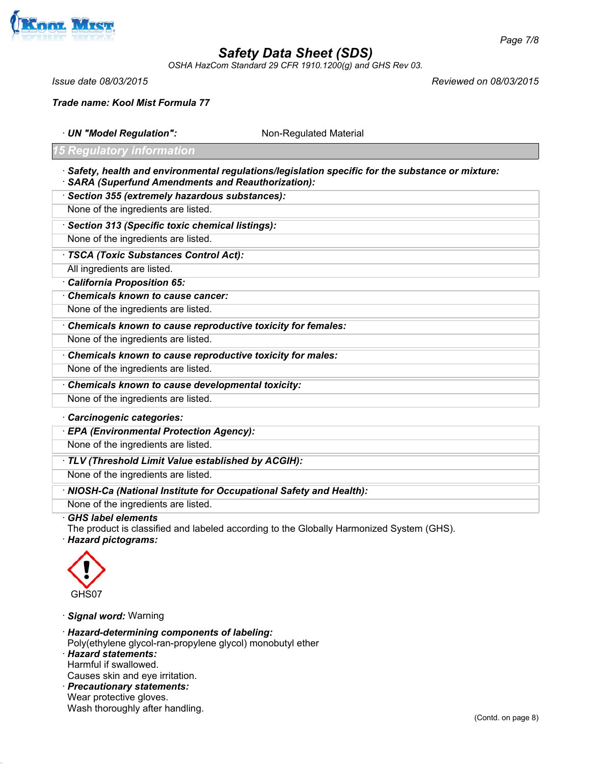**Safety Data Sheet (SDS)**

OSHA HazCom Standard 29 CFR 1910.1200(g) and GHS Rev 03.

Issue date 08/03/2015 | Reviewed on 08/03/2015

**Trade name: Kool Mist Formula 77**

· **UN "Model Regulation":** Non-Regulated Material

## 15 Regulatory information

· **Safety, health and environmental regulations/legislation specific for the substance or mixture:**

· **SARA (Superfund Amendments and Reauthorization):**

· **Section 355 (extremely hazardous substances):**

None of the ingredients are listed.

· **Section 313 (Specific toxic chemical listings):**

None of the ingredients are listed.

· **TSCA (Toxic Substances Control Act):**

All ingredients are listed.

· **California Proposition 65:**

· **Chemicals known to cause cancer:**

None of the ingredients are listed.

· **Chemicals known to cause reproductive toxicity for females:**

None of the ingredients are listed.

· **Chemicals known to cause reproductive toxicity for males:**

None of the ingredients are listed.

· **Chemicals known to cause developmental toxicity:**

None of the ingredients are listed.

· **Carcinogenic categories:**

· **EPA (Environmental Protection Agency):**

None of the ingredients are listed.

· **TLV (Threshold Limit Value established by ACGIH):**

None of the ingredients are listed.

· **NIOSH-Ca (National Institute for Occupational Safety and Health):**

None of the ingredients are listed.

· **GHS label elements**

The product is classified and labeled according to the Globally Harmonized System (GHS).

· **Hazard pictograms:**

GHS07

· **Signal word:** Warning

· **Hazard-determining components of labeling:**

Poly(ethylene glycol-ran-propylene glycol) monobutyl ether

· **Hazard statements:**

Harmful if swallowed.

Causes skin and eye irritation.

· **Precautionary statements:**

Wear protective gloves.

Wash thoroughly after handling.

(Contd. on page 8)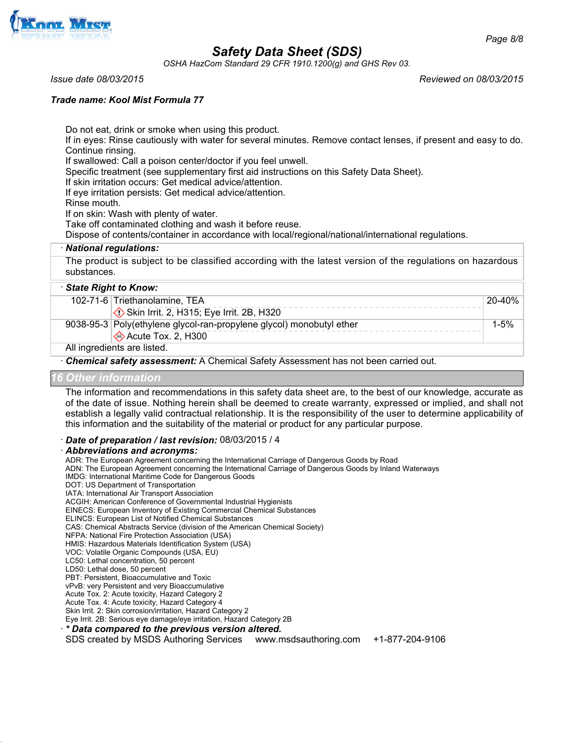Do not eat, drink or smoke when using this product.
If in eyes: Rinse cautiously with water for several minutes. Remove contact lenses, if present and easy to do. Continue rinsing.
If swallowed: Call a poison center/doctor if you feel unwell.
Specific treatment (see supplementary first aid instructions on this Safety Data Sheet).
If skin irritation occurs: Get medical advice/attention.
If eye irritation persists: Get medical advice/attention.
Rinse mouth.
If on skin: Wash with plenty of water.
Take off contaminated clothing and wash it before reuse.
Dispose of contents/container in accordance with local/regional/national/international regulations.

· ***National regulations:***

The product is subject to be classified according with the latest version of the regulations on hazardous substances.

· ***State Right to Know:***

| | | |
|---|---|---|
| 102-71-6 | Triethanolamine, TEA<br>Skin Irrit. 2, H315; Eye Irrit. 2B, H320 | 20-40% |
| 9038-95-3 | Poly(ethylene glycol-ran-propylene glycol) monobutyl ether<br>Acute Tox. 2, H300 | 1-5% |

All ingredients are listed.

· ***Chemical safety assessment:*** A Chemical Safety Assessment has not been carried out.

## 16 Other information

The information and recommendations in this safety data sheet are, to the best of our knowledge, accurate as of the date of issue. Nothing herein shall be deemed to create warranty, expressed or implied, and shall not establish a legally valid contractual relationship. It is the responsibility of the user to determine applicability of this information and the suitability of the material or product for any particular purpose.

· ***Date of preparation / last revision:*** 08/03/2015 / 4

· ***Abbreviations and acronyms:***

ADR: The European Agreement concerning the International Carriage of Dangerous Goods by Road
ADN: The European Agreement concerning the International Carriage of Dangerous Goods by Inland Waterways
IMDG: International Maritime Code for Dangerous Goods
DOT: US Department of Transportation
IATA: International Air Transport Association
ACGIH: American Conference of Governmental Industrial Hygienists
EINECS: European Inventory of Existing Commercial Chemical Substances
ELINCS: European List of Notified Chemical Substances
CAS: Chemical Abstracts Service (division of the American Chemical Society)
NFPA: National Fire Protection Association (USA)
HMIS: Hazardous Materials Identification System (USA)
VOC: Volatile Organic Compounds (USA, EU)
LC50: Lethal concentration, 50 percent
LD50: Lethal dose, 50 percent
PBT: Persistent, Bioaccumulative and Toxic
vPvB: very Persistent and very Bioaccumulative
Acute Tox. 2: Acute toxicity, Hazard Category 2
Acute Tox. 4: Acute toxicity, Hazard Category 4
Skin Irrit. 2: Skin corrosion/irritation, Hazard Category 2
Eye Irrit. 2B: Serious eye damage/eye irritation, Hazard Category 2B

· ***\* Data compared to the previous version altered.***

SDS created by MSDS Authoring Services www.msdsauthoring.com +1-877-204-9106